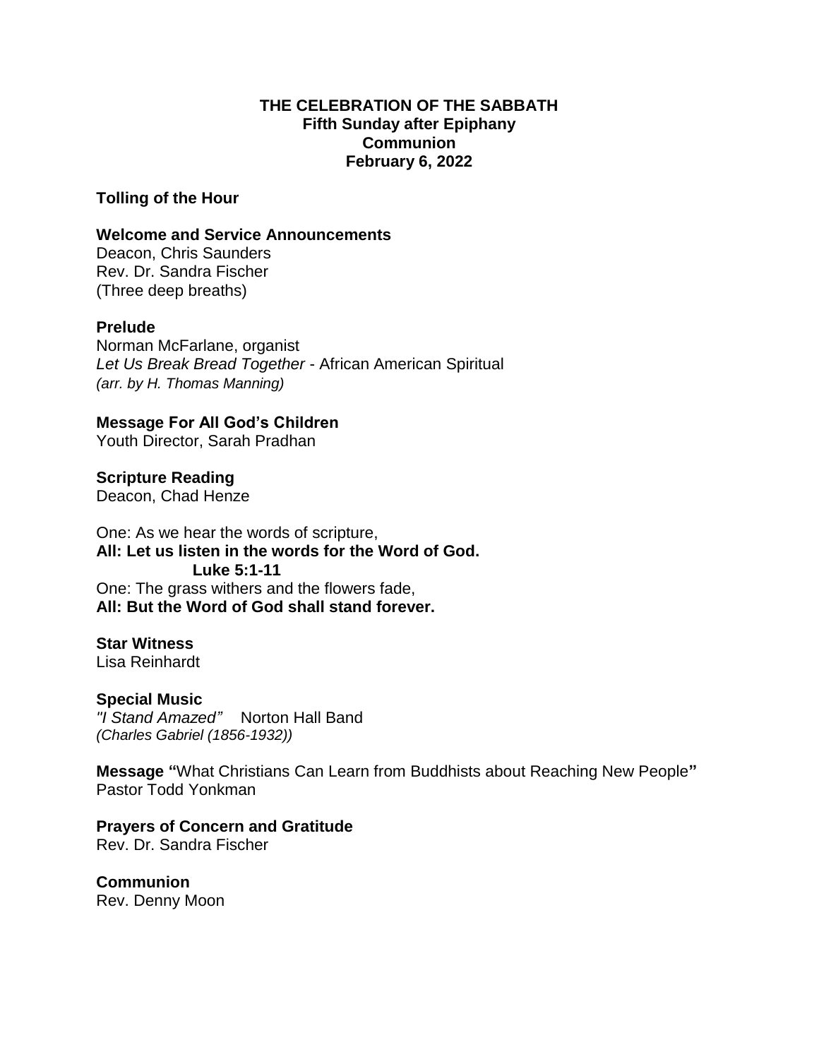# THE CELEBRATION OF THE SABBATH

## Fifth Sunday after Epiphany

## Communion

## February 6, 2022

**Tolling of the Hour**

**Welcome and Service Announcements**
Deacon, Chris Saunders
Rev. Dr. Sandra Fischer
(Three deep breaths)

**Prelude**
Norman McFarlane, organist
*Let Us Break Bread Together* - African American Spiritual
*(arr. by H. Thomas Manning)*

**Message For All God's Children**
Youth Director, Sarah Pradhan

**Scripture Reading**
Deacon, Chad Henze

One: As we hear the words of scripture,
**All: Let us listen in the words for the Word of God.**
**Luke 5:1-11**
One: The grass withers and the flowers fade,
**All: But the Word of God shall stand forever.**

**Star Witness**
Lisa Reinhardt

**Special Music**
*"I Stand Amazed"* Norton Hall Band
*(Charles Gabriel (1856-1932))*

**Message "**What Christians Can Learn from Buddhists about Reaching New People**"**
Pastor Todd Yonkman

**Prayers of Concern and Gratitude**
Rev. Dr. Sandra Fischer

**Communion**
Rev. Denny Moon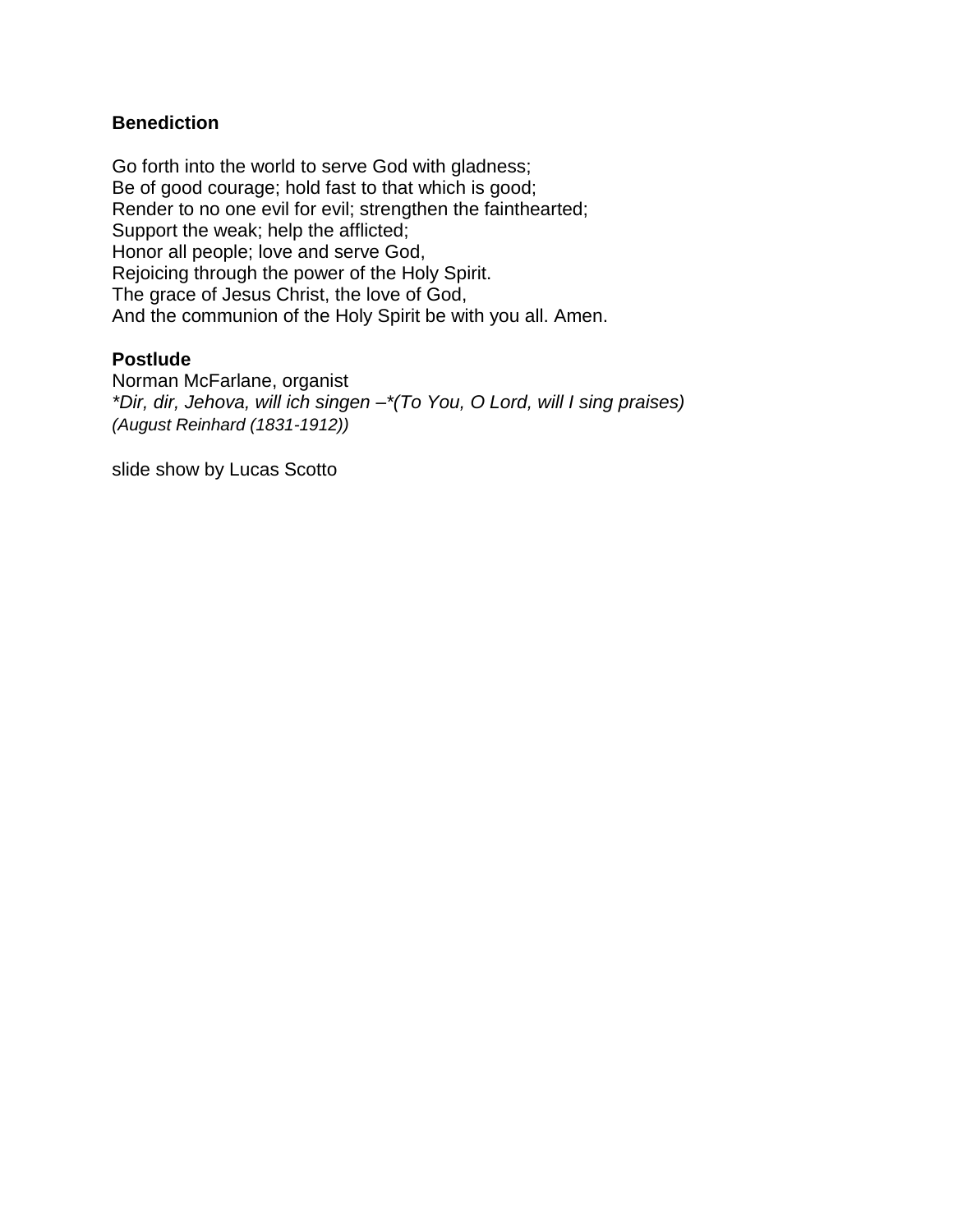**Benediction**

Go forth into the world to serve God with gladness;
Be of good courage; hold fast to that which is good;
Render to no one evil for evil; strengthen the fainthearted;
Support the weak; help the afflicted;
Honor all people; love and serve God,
Rejoicing through the power of the Holy Spirit.
The grace of Jesus Christ, the love of God,
And the communion of the Holy Spirit be with you all. Amen.

**Postlude**
Norman McFarlane, organist
*\*Dir, dir, Jehova, will ich singen –\*(To You, O Lord, will I sing praises)*
*(August Reinhard (1831-1912))*

slide show by Lucas Scotto